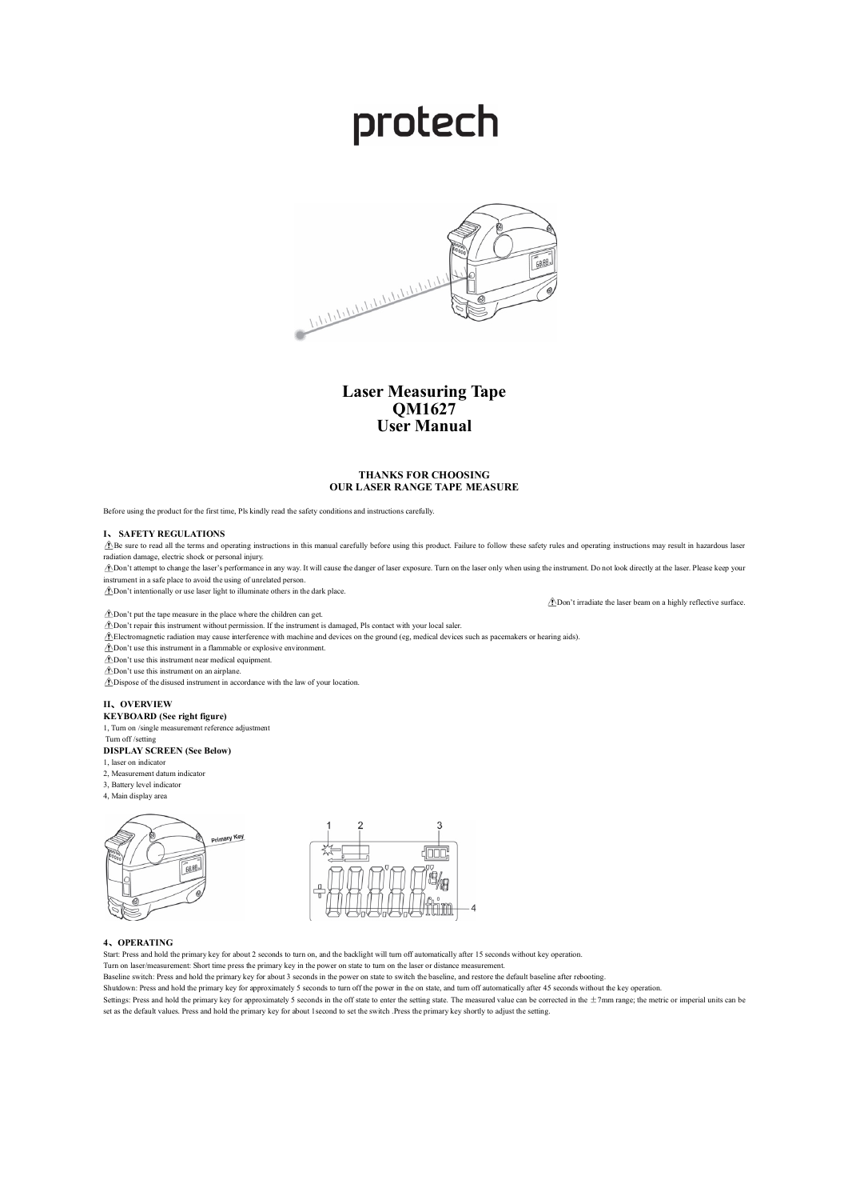# protech

# Laser Measuring Tape
# QM1627
# User Manual

**THANKS FOR CHOOSING**
**OUR LASER RANGE TAPE MEASURE**

Before using the product for the first time, Pls kindly read the safety conditions and instructions carefully.

### I、 SAFETY REGULATIONS

⚠Be sure to read all the terms and operating instructions in this manual carefully before using this product. Failure to follow these safety rules and operating instructions may result in hazardous laser radiation damage, electric shock or personal injury.

⚠Don't attempt to change the laser's performance in any way. It will cause the danger of laser exposure. Turn on the laser only when using the instrument. Do not look directly at the laser. Please keep your instrument in a safe place to avoid the using of unrelated person.

⚠Don't intentionally or use laser light to illuminate others in the dark place.

⚠Don't irradiate the laser beam on a highly reflective surface.

⚠Don't put the tape measure in the place where the children can get.

⚠Don't repair this instrument without permission. If the instrument is damaged, Pls contact with your local saler.

⚠Electromagnetic radiation may cause interference with machine and devices on the ground (eg, medical devices such as pacemakers or hearing aids).

⚠Don't use this instrument in a flammable or explosive environment.

⚠Don't use this instrument near medical equipment.

⚠Don't use this instrument on an airplane.

⚠Dispose of the disused instrument in accordance with the law of your location.

### II、OVERVIEW

**KEYBOARD (See right figure)**

1, Turn on /single measurement reference adjustment
Turn off /setting

**DISPLAY SCREEN (See Below)**

1, laser on indicator
2, Measurement datum indicator
3, Battery level indicator
4, Main display area

Primary Key

### 4、OPERATING

Start: Press and hold the primary key for about 2 seconds to turn on, and the backlight will turn off automatically after 15 seconds without key operation.

Turn on laser/measurement: Short time press the primary key in the power on state to turn on the laser or distance measurement.

Baseline switch: Press and hold the primary key for about 3 seconds in the power on state to switch the baseline, and restore the default baseline after rebooting.

Shutdown: Press and hold the primary key for approximately 5 seconds to turn off the power in the on state, and turn off automatically after 45 seconds without the key operation.

Settings: Press and hold the primary key for approximately 5 seconds in the off state to enter the setting state. The measured value can be corrected in the ±7mm range; the metric or imperial units can be set as the default values. Press and hold the primary key for about 1second to set the switch .Press the primary key shortly to adjust the setting.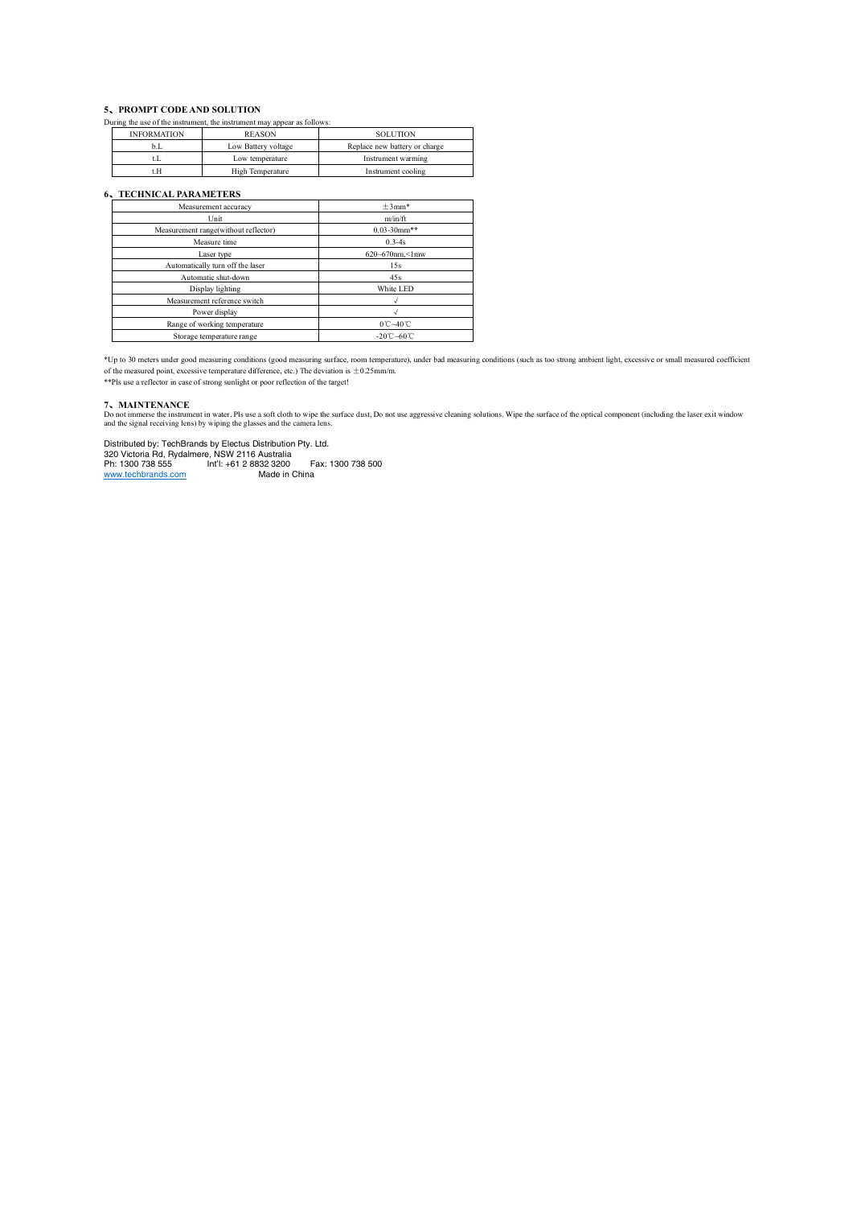## 5、PROMPT CODE AND SOLUTION

During the use of the instrument, the instrument may appear as follows:

| INFORMATION | REASON | SOLUTION |
|---|---|---|
| b.L | Low Battery voltage | Replace new battery or charge |
| t.L | Low temperature | Instrument warming |
| t.H | High Temperature | Instrument cooling |

## 6、TECHNICAL PARAMETERS

| | |
|---|---|
| Measurement accuracy | ±3mm* |
| Unit | m/in/ft |
| Measurement range(without reflector) | 0.03-30mm** |
| Measure time | 0.3-4s |
| Laser type | 620~670nm,<1mw |
| Automatically turn off the laser | 15s |
| Automatic shut-down | 45s |
| Display lighting | White LED |
| Measurement reference switch | √ |
| Power display | √ |
| Range of working temperature | 0℃~40℃ |
| Storage temperature range | -20℃~60℃ |

*Up to 30 meters under good measuring conditions (good measuring surface, room temperature), under bad measuring conditions (such as too strong ambient light, excessive or small measured coefficient of the measured point, excessive temperature difference, etc.) The deviation is ±0.25mm/m.

**Pls use a reflector in case of strong sunlight or poor reflection of the target!

## 7、MAINTENANCE

Do not immerse the instrument in water, Pls use a soft cloth to wipe the surface dust, Do not use aggressive cleaning solutions. Wipe the surface of the optical component (including the laser exit window and the signal receiving lens) by wiping the glasses and the camera lens.

Distributed by: TechBrands by Electus Distribution Pty. Ltd.
320 Victoria Rd, Rydalmere, NSW 2116 Australia
Ph: 1300 738 555 Int'l: +61 2 8832 3200 Fax: 1300 738 500
www.techbrands.com Made in China